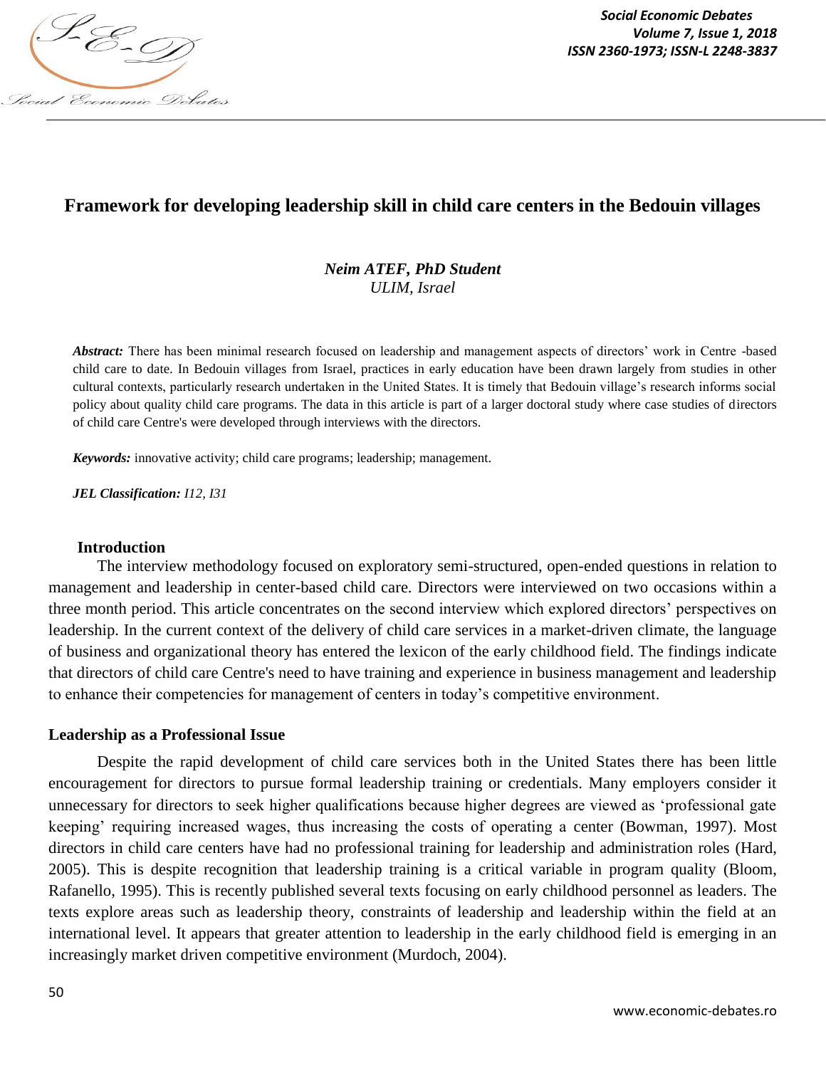# Framework for developing leadership skill in child care centers in the Bedouin villages

***Neim ATEF, PhD Student***
*ULIM, Israel*

***Abstract:*** There has been minimal research focused on leadership and management aspects of directors' work in Centre -based child care to date. In Bedouin villages from Israel, practices in early education have been drawn largely from studies in other cultural contexts, particularly research undertaken in the United States. It is timely that Bedouin village's research informs social policy about quality child care programs. The data in this article is part of a larger doctoral study where case studies of directors of child care Centre's were developed through interviews with the directors.

***Keywords:*** innovative activity; child care programs; leadership; management.

***JEL Classification:*** *I12, I31*

## Introduction

The interview methodology focused on exploratory semi-structured, open-ended questions in relation to management and leadership in center-based child care. Directors were interviewed on two occasions within a three month period. This article concentrates on the second interview which explored directors' perspectives on leadership. In the current context of the delivery of child care services in a market-driven climate, the language of business and organizational theory has entered the lexicon of the early childhood field. The findings indicate that directors of child care Centre's need to have training and experience in business management and leadership to enhance their competencies for management of centers in today's competitive environment.

## Leadership as a Professional Issue

Despite the rapid development of child care services both in the United States there has been little encouragement for directors to pursue formal leadership training or credentials. Many employers consider it unnecessary for directors to seek higher qualifications because higher degrees are viewed as 'professional gate keeping' requiring increased wages, thus increasing the costs of operating a center (Bowman, 1997). Most directors in child care centers have had no professional training for leadership and administration roles (Hard, 2005). This is despite recognition that leadership training is a critical variable in program quality (Bloom, Rafanello, 1995). This is recently published several texts focusing on early childhood personnel as leaders. The texts explore areas such as leadership theory, constraints of leadership and leadership within the field at an international level. It appears that greater attention to leadership in the early childhood field is emerging in an increasingly market driven competitive environment (Murdoch, 2004).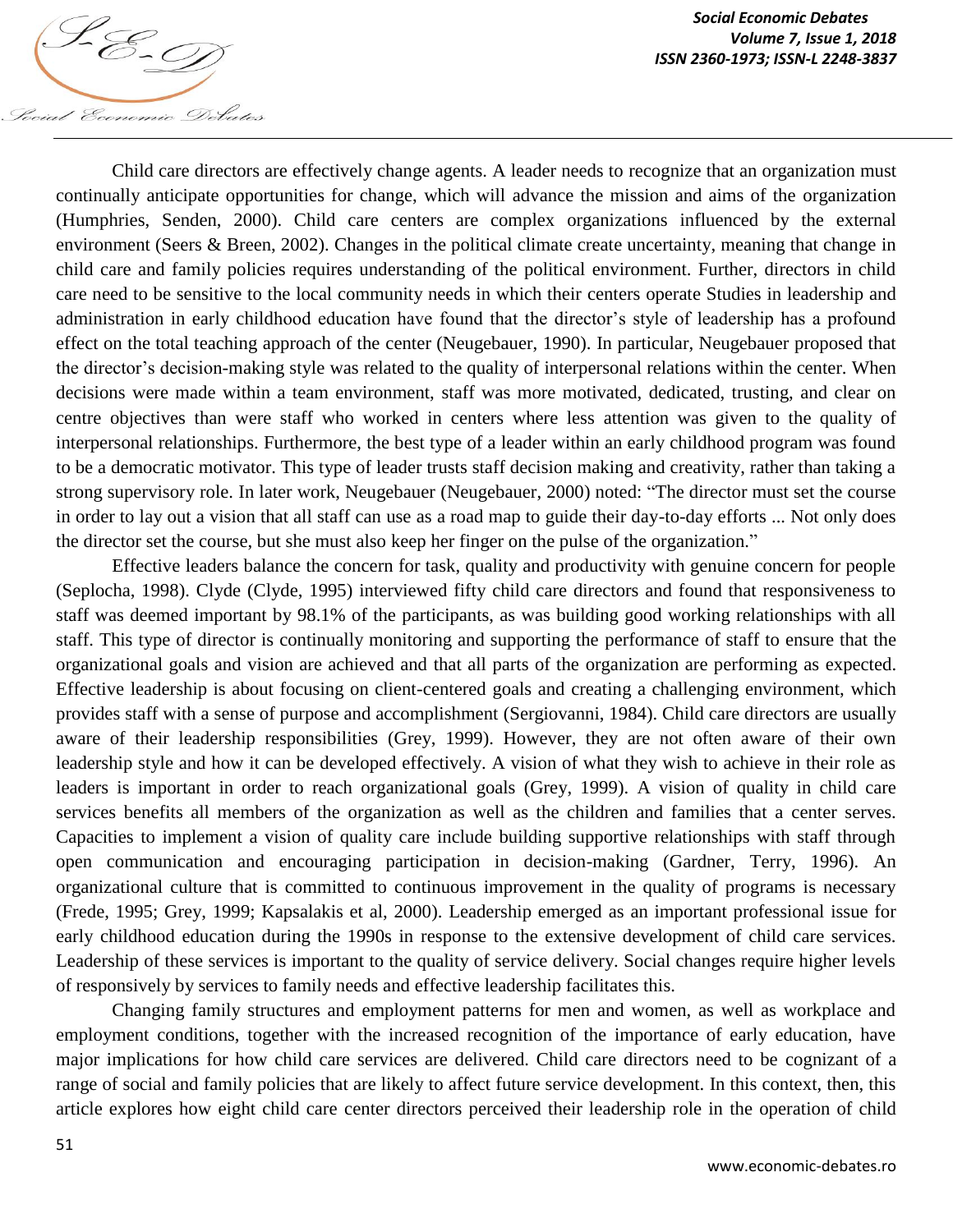Child care directors are effectively change agents. A leader needs to recognize that an organization must continually anticipate opportunities for change, which will advance the mission and aims of the organization (Humphries, Senden, 2000). Child care centers are complex organizations influenced by the external environment (Seers & Breen, 2002). Changes in the political climate create uncertainty, meaning that change in child care and family policies requires understanding of the political environment. Further, directors in child care need to be sensitive to the local community needs in which their centers operate Studies in leadership and administration in early childhood education have found that the director's style of leadership has a profound effect on the total teaching approach of the center (Neugebauer, 1990). In particular, Neugebauer proposed that the director's decision-making style was related to the quality of interpersonal relations within the center. When decisions were made within a team environment, staff was more motivated, dedicated, trusting, and clear on centre objectives than were staff who worked in centers where less attention was given to the quality of interpersonal relationships. Furthermore, the best type of a leader within an early childhood program was found to be a democratic motivator. This type of leader trusts staff decision making and creativity, rather than taking a strong supervisory role. In later work, Neugebauer (Neugebauer, 2000) noted: "The director must set the course in order to lay out a vision that all staff can use as a road map to guide their day-to-day efforts ... Not only does the director set the course, but she must also keep her finger on the pulse of the organization."

Effective leaders balance the concern for task, quality and productivity with genuine concern for people (Seplocha, 1998). Clyde (Clyde, 1995) interviewed fifty child care directors and found that responsiveness to staff was deemed important by 98.1% of the participants, as was building good working relationships with all staff. This type of director is continually monitoring and supporting the performance of staff to ensure that the organizational goals and vision are achieved and that all parts of the organization are performing as expected. Effective leadership is about focusing on client-centered goals and creating a challenging environment, which provides staff with a sense of purpose and accomplishment (Sergiovanni, 1984). Child care directors are usually aware of their leadership responsibilities (Grey, 1999). However, they are not often aware of their own leadership style and how it can be developed effectively. A vision of what they wish to achieve in their role as leaders is important in order to reach organizational goals (Grey, 1999). A vision of quality in child care services benefits all members of the organization as well as the children and families that a center serves. Capacities to implement a vision of quality care include building supportive relationships with staff through open communication and encouraging participation in decision-making (Gardner, Terry, 1996). An organizational culture that is committed to continuous improvement in the quality of programs is necessary (Frede, 1995; Grey, 1999; Kapsalakis et al, 2000). Leadership emerged as an important professional issue for early childhood education during the 1990s in response to the extensive development of child care services. Leadership of these services is important to the quality of service delivery. Social changes require higher levels of responsively by services to family needs and effective leadership facilitates this.

Changing family structures and employment patterns for men and women, as well as workplace and employment conditions, together with the increased recognition of the importance of early education, have major implications for how child care services are delivered. Child care directors need to be cognizant of a range of social and family policies that are likely to affect future service development. In this context, then, this article explores how eight child care center directors perceived their leadership role in the operation of child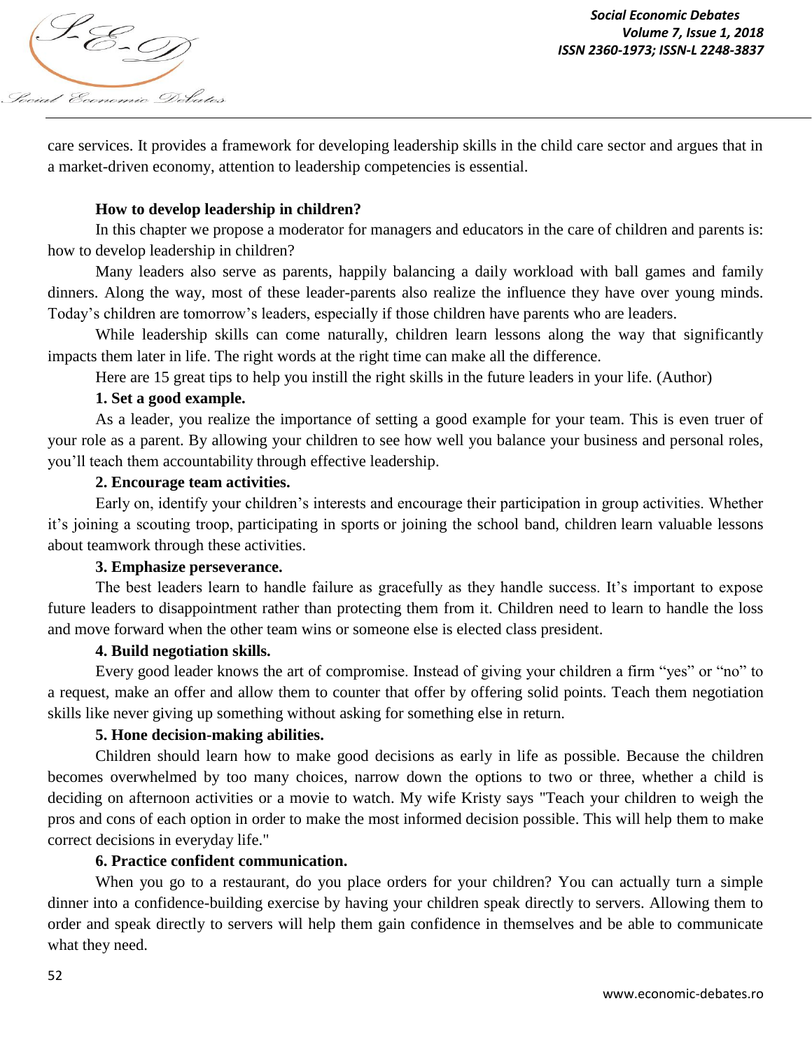care services. It provides a framework for developing leadership skills in the child care sector and argues that in a market-driven economy, attention to leadership competencies is essential.

**How to develop leadership in children?**

In this chapter we propose a moderator for managers and educators in the care of children and parents is: how to develop leadership in children?

Many leaders also serve as parents, happily balancing a daily workload with ball games and family dinners. Along the way, most of these leader-parents also realize the influence they have over young minds. Today's children are tomorrow's leaders, especially if those children have parents who are leaders.

While leadership skills can come naturally, children learn lessons along the way that significantly impacts them later in life. The right words at the right time can make all the difference.

Here are 15 great tips to help you instill the right skills in the future leaders in your life. (Author)

**1. Set a good example.**

As a leader, you realize the importance of setting a good example for your team. This is even truer of your role as a parent. By allowing your children to see how well you balance your business and personal roles, you'll teach them accountability through effective leadership.

**2. Encourage team activities.**

Early on, identify your children's interests and encourage their participation in group activities. Whether it's joining a scouting troop, participating in sports or joining the school band, children learn valuable lessons about teamwork through these activities.

**3. Emphasize perseverance.**

The best leaders learn to handle failure as gracefully as they handle success. It's important to expose future leaders to disappointment rather than protecting them from it. Children need to learn to handle the loss and move forward when the other team wins or someone else is elected class president.

**4. Build negotiation skills.**

Every good leader knows the art of compromise. Instead of giving your children a firm "yes" or "no" to a request, make an offer and allow them to counter that offer by offering solid points. Teach them negotiation skills like never giving up something without asking for something else in return.

**5. Hone decision-making abilities.**

Children should learn how to make good decisions as early in life as possible. Because the children becomes overwhelmed by too many choices, narrow down the options to two or three, whether a child is deciding on afternoon activities or a movie to watch. My wife Kristy says "Teach your children to weigh the pros and cons of each option in order to make the most informed decision possible. This will help them to make correct decisions in everyday life."

**6. Practice confident communication.**

When you go to a restaurant, do you place orders for your children? You can actually turn a simple dinner into a confidence-building exercise by having your children speak directly to servers. Allowing them to order and speak directly to servers will help them gain confidence in themselves and be able to communicate what they need.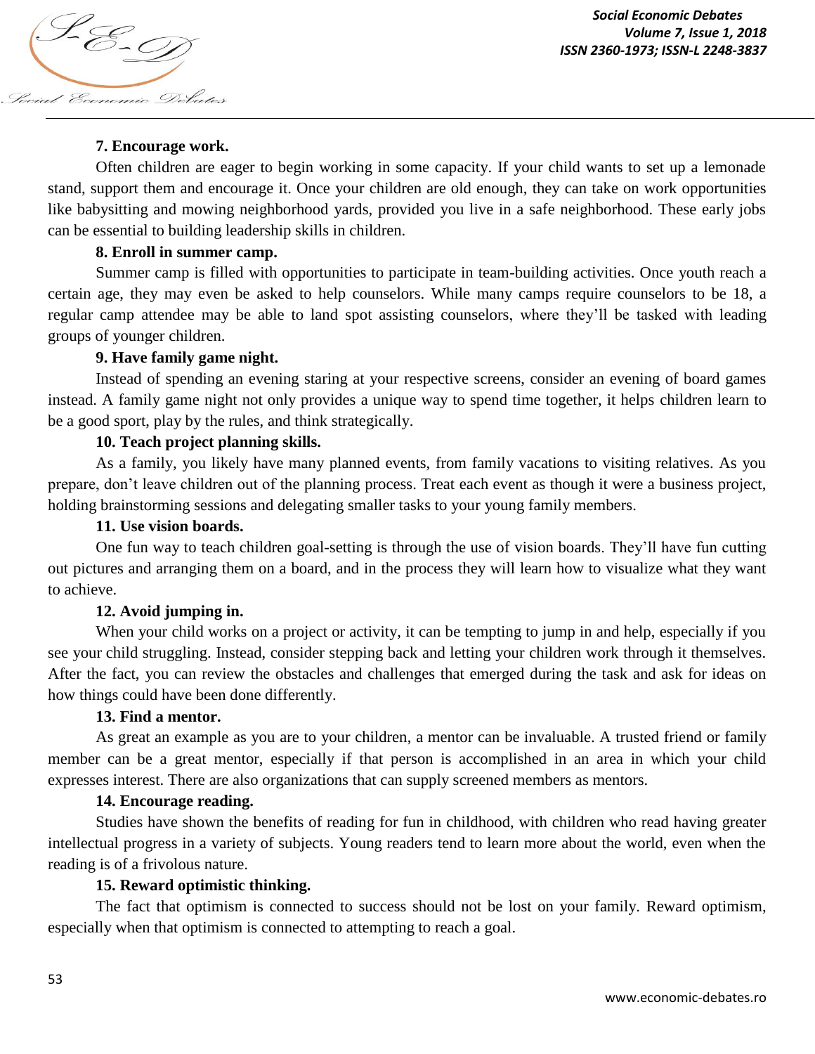**7. Encourage work.**

Often children are eager to begin working in some capacity. If your child wants to set up a lemonade stand, support them and encourage it. Once your children are old enough, they can take on work opportunities like babysitting and mowing neighborhood yards, provided you live in a safe neighborhood. These early jobs can be essential to building leadership skills in children.

**8. Enroll in summer camp.**

Summer camp is filled with opportunities to participate in team-building activities. Once youth reach a certain age, they may even be asked to help counselors. While many camps require counselors to be 18, a regular camp attendee may be able to land spot assisting counselors, where they'll be tasked with leading groups of younger children.

**9. Have family game night.**

Instead of spending an evening staring at your respective screens, consider an evening of board games instead. A family game night not only provides a unique way to spend time together, it helps children learn to be a good sport, play by the rules, and think strategically.

**10. Teach project planning skills.**

As a family, you likely have many planned events, from family vacations to visiting relatives. As you prepare, don't leave children out of the planning process. Treat each event as though it were a business project, holding brainstorming sessions and delegating smaller tasks to your young family members.

**11. Use vision boards.**

One fun way to teach children goal-setting is through the use of vision boards. They'll have fun cutting out pictures and arranging them on a board, and in the process they will learn how to visualize what they want to achieve.

**12. Avoid jumping in.**

When your child works on a project or activity, it can be tempting to jump in and help, especially if you see your child struggling. Instead, consider stepping back and letting your children work through it themselves. After the fact, you can review the obstacles and challenges that emerged during the task and ask for ideas on how things could have been done differently.

**13. Find a mentor.**

As great an example as you are to your children, a mentor can be invaluable. A trusted friend or family member can be a great mentor, especially if that person is accomplished in an area in which your child expresses interest. There are also organizations that can supply screened members as mentors.

**14. Encourage reading.**

Studies have shown the benefits of reading for fun in childhood, with children who read having greater intellectual progress in a variety of subjects. Young readers tend to learn more about the world, even when the reading is of a frivolous nature.

**15. Reward optimistic thinking.**

The fact that optimism is connected to success should not be lost on your family. Reward optimism, especially when that optimism is connected to attempting to reach a goal.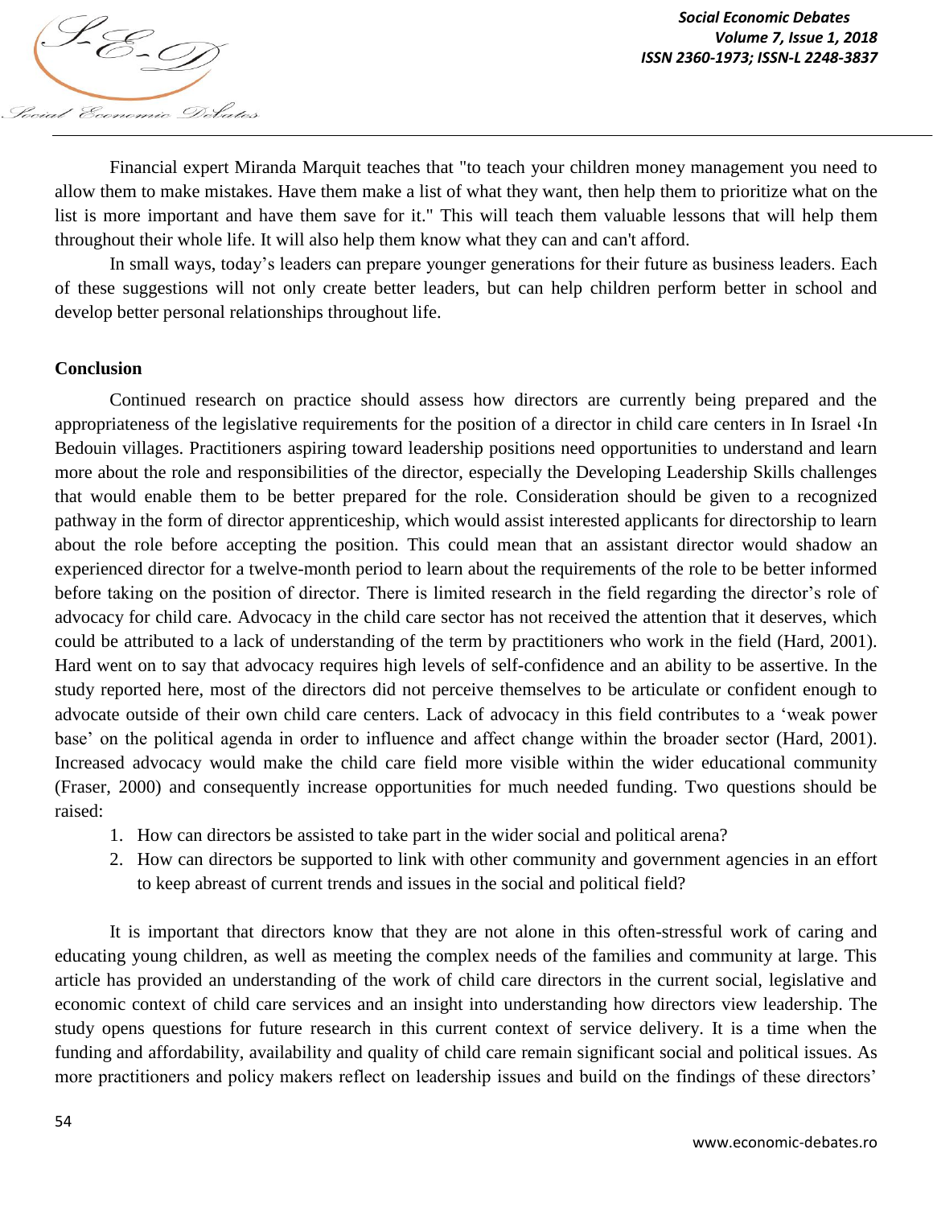Financial expert Miranda Marquit teaches that "to teach your children money management you need to allow them to make mistakes. Have them make a list of what they want, then help them to prioritize what on the list is more important and have them save for it." This will teach them valuable lessons that will help them throughout their whole life. It will also help them know what they can and can't afford.

In small ways, today's leaders can prepare younger generations for their future as business leaders. Each of these suggestions will not only create better leaders, but can help children perform better in school and develop better personal relationships throughout life.

**Conclusion**

Continued research on practice should assess how directors are currently being prepared and the appropriateness of the legislative requirements for the position of a director in child care centers in In Israel ،In Bedouin villages. Practitioners aspiring toward leadership positions need opportunities to understand and learn more about the role and responsibilities of the director, especially the Developing Leadership Skills challenges that would enable them to be better prepared for the role. Consideration should be given to a recognized pathway in the form of director apprenticeship, which would assist interested applicants for directorship to learn about the role before accepting the position. This could mean that an assistant director would shadow an experienced director for a twelve-month period to learn about the requirements of the role to be better informed before taking on the position of director. There is limited research in the field regarding the director's role of advocacy for child care. Advocacy in the child care sector has not received the attention that it deserves, which could be attributed to a lack of understanding of the term by practitioners who work in the field (Hard, 2001). Hard went on to say that advocacy requires high levels of self-confidence and an ability to be assertive. In the study reported here, most of the directors did not perceive themselves to be articulate or confident enough to advocate outside of their own child care centers. Lack of advocacy in this field contributes to a 'weak power base' on the political agenda in order to influence and affect change within the broader sector (Hard, 2001). Increased advocacy would make the child care field more visible within the wider educational community (Fraser, 2000) and consequently increase opportunities for much needed funding. Two questions should be raised:

1. How can directors be assisted to take part in the wider social and political arena?
2. How can directors be supported to link with other community and government agencies in an effort to keep abreast of current trends and issues in the social and political field?

It is important that directors know that they are not alone in this often-stressful work of caring and educating young children, as well as meeting the complex needs of the families and community at large. This article has provided an understanding of the work of child care directors in the current social, legislative and economic context of child care services and an insight into understanding how directors view leadership. The study opens questions for future research in this current context of service delivery. It is a time when the funding and affordability, availability and quality of child care remain significant social and political issues. As more practitioners and policy makers reflect on leadership issues and build on the findings of these directors'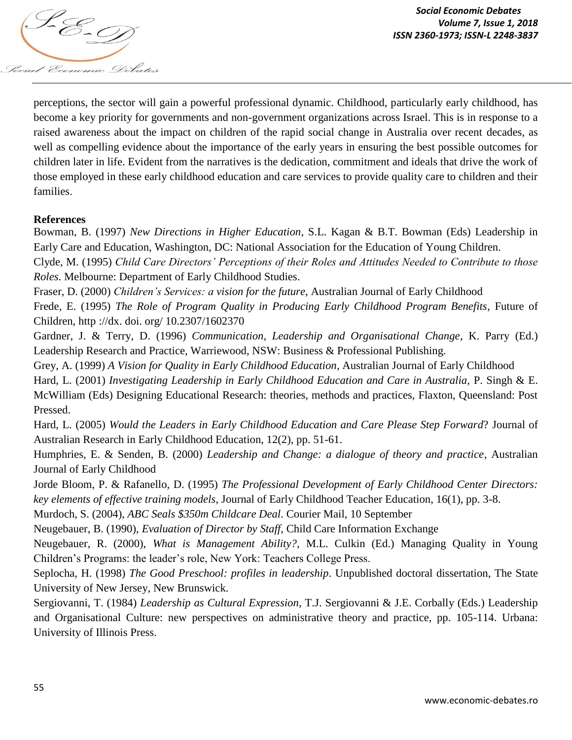perceptions, the sector will gain a powerful professional dynamic. Childhood, particularly early childhood, has become a key priority for governments and non-government organizations across Israel. This is in response to a raised awareness about the impact on children of the rapid social change in Australia over recent decades, as well as compelling evidence about the importance of the early years in ensuring the best possible outcomes for children later in life. Evident from the narratives is the dedication, commitment and ideals that drive the work of those employed in these early childhood education and care services to provide quality care to children and their families.

**References**

Bowman, B. (1997) *New Directions in Higher Education*, S.L. Kagan & B.T. Bowman (Eds) Leadership in Early Care and Education, Washington, DC: National Association for the Education of Young Children.

Clyde, M. (1995) *Child Care Directors' Perceptions of their Roles and Attitudes Needed to Contribute to those Roles*. Melbourne: Department of Early Childhood Studies.

Fraser, D. (2000) *Children's Services: a vision for the future*, Australian Journal of Early Childhood

Frede, E. (1995) *The Role of Program Quality in Producing Early Childhood Program Benefits*, Future of Children, http ://dx. doi. org/ 10.2307/1602370

Gardner, J. & Terry, D. (1996) *Communication, Leadership and Organisational Change*, K. Parry (Ed.) Leadership Research and Practice, Warriewood, NSW: Business & Professional Publishing.

Grey, A. (1999) *A Vision for Quality in Early Childhood Education*, Australian Journal of Early Childhood

Hard, L. (2001) *Investigating Leadership in Early Childhood Education and Care in Australia,* P. Singh & E. McWilliam (Eds) Designing Educational Research: theories, methods and practices, Flaxton, Queensland: Post Pressed.

Hard, L. (2005) *Would the Leaders in Early Childhood Education and Care Please Step Forward*? Journal of Australian Research in Early Childhood Education, 12(2), pp. 51-61.

Humphries, E. & Senden, B. (2000) *Leadership and Change: a dialogue of theory and practice*, Australian Journal of Early Childhood

Jorde Bloom, P. & Rafanello, D. (1995) *The Professional Development of Early Childhood Center Directors: key elements of effective training models*, Journal of Early Childhood Teacher Education, 16(1), pp. 3-8.

Murdoch, S. (2004), *ABC Seals $350m Childcare Deal*. Courier Mail, 10 September

Neugebauer, B. (1990), *Evaluation of Director by Staff*, Child Care Information Exchange

Neugebauer, R. (2000), *What is Management Ability?*, M.L. Culkin (Ed.) Managing Quality in Young Children's Programs: the leader's role, New York: Teachers College Press.

Seplocha, H. (1998) *The Good Preschool: profiles in leadership*. Unpublished doctoral dissertation, The State University of New Jersey, New Brunswick.

Sergiovanni, T. (1984) *Leadership as Cultural Expression*, T.J. Sergiovanni & J.E. Corbally (Eds.) Leadership and Organisational Culture: new perspectives on administrative theory and practice, pp. 105-114. Urbana: University of Illinois Press.